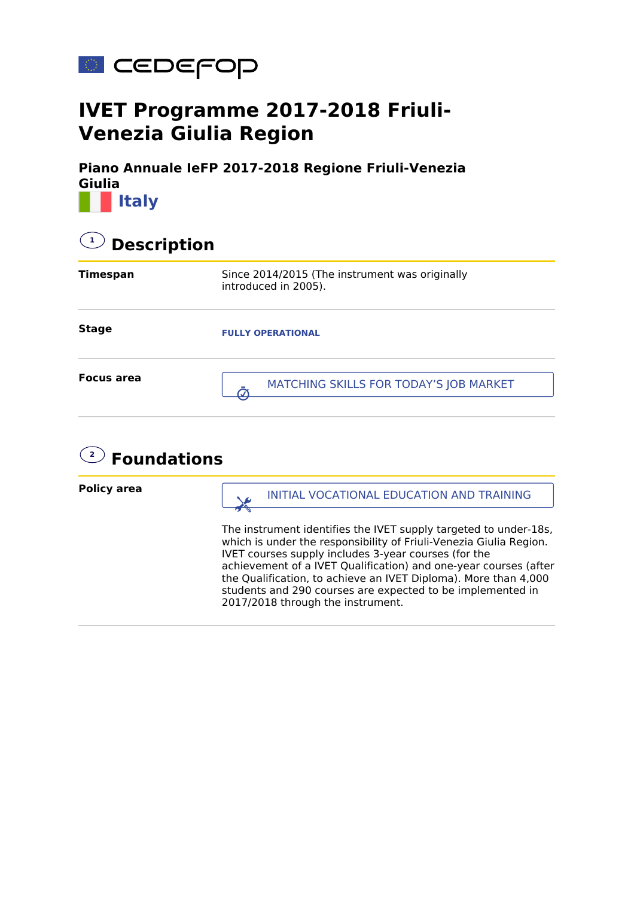cedefop

# IVET Programme 2017-2018 Friuli-Venezia Giulia Region

### Piano Annuale IeFP 2017-2018 Regione Friuli-Venezia Giulia

**Italy**

## 1 Description

| | |
|---|---|
| **Timespan** | Since 2014/2015 (The instrument was originally introduced in 2005). |
| **Stage** | FULLY OPERATIONAL |
| **Focus area** | MATCHING SKILLS FOR TODAY'S JOB MARKET |

## 2 Foundations

| | |
|---|---|
| **Policy area** | INITIAL VOCATIONAL EDUCATION AND TRAINING<br><br>The instrument identifies the IVET supply targeted to under-18s, which is under the responsibility of Friuli-Venezia Giulia Region. IVET courses supply includes 3-year courses (for the achievement of a IVET Qualification) and one-year courses (after the Qualification, to achieve an IVET Diploma). More than 4,000 students and 290 courses are expected to be implemented in 2017/2018 through the instrument. |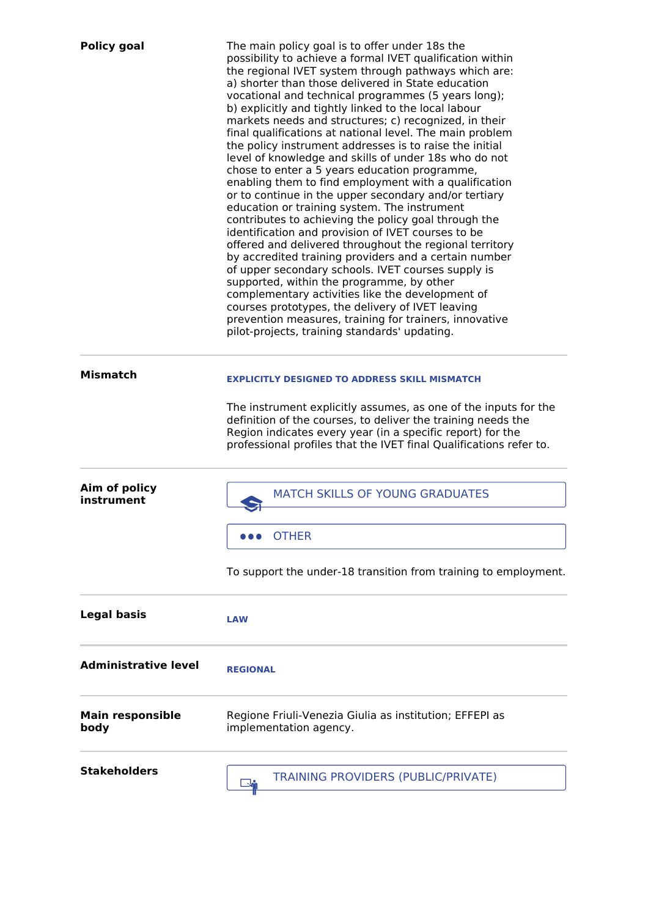**Policy goal**

The main policy goal is to offer under 18s the possibility to achieve a formal IVET qualification within the regional IVET system through pathways which are: a) shorter than those delivered in State education vocational and technical programmes (5 years long); b) explicitly and tightly linked to the local labour markets needs and structures; c) recognized, in their final qualifications at national level. The main problem the policy instrument addresses is to raise the initial level of knowledge and skills of under 18s who do not chose to enter a 5 years education programme, enabling them to find employment with a qualification or to continue in the upper secondary and/or tertiary education or training system. The instrument contributes to achieving the policy goal through the identification and provision of IVET courses to be offered and delivered throughout the regional territory by accredited training providers and a certain number of upper secondary schools. IVET courses supply is supported, within the programme, by other complementary activities like the development of courses prototypes, the delivery of IVET leaving prevention measures, training for trainers, innovative pilot-projects, training standards' updating.

---

**Mismatch**

EXPLICITLY DESIGNED TO ADDRESS SKILL MISMATCH

The instrument explicitly assumes, as one of the inputs for the definition of the courses, to deliver the training needs the Region indicates every year (in a specific report) for the professional profiles that the IVET final Qualifications refer to.

---

**Aim of policy instrument**

- MATCH SKILLS OF YOUNG GRADUATES
- OTHER

To support the under-18 transition from training to employment.

---

**Legal basis**

LAW

---

**Administrative level**

REGIONAL

---

**Main responsible body**

Regione Friuli-Venezia Giulia as institution; EFFEPI as implementation agency.

---

**Stakeholders**

- TRAINING PROVIDERS (PUBLIC/PRIVATE)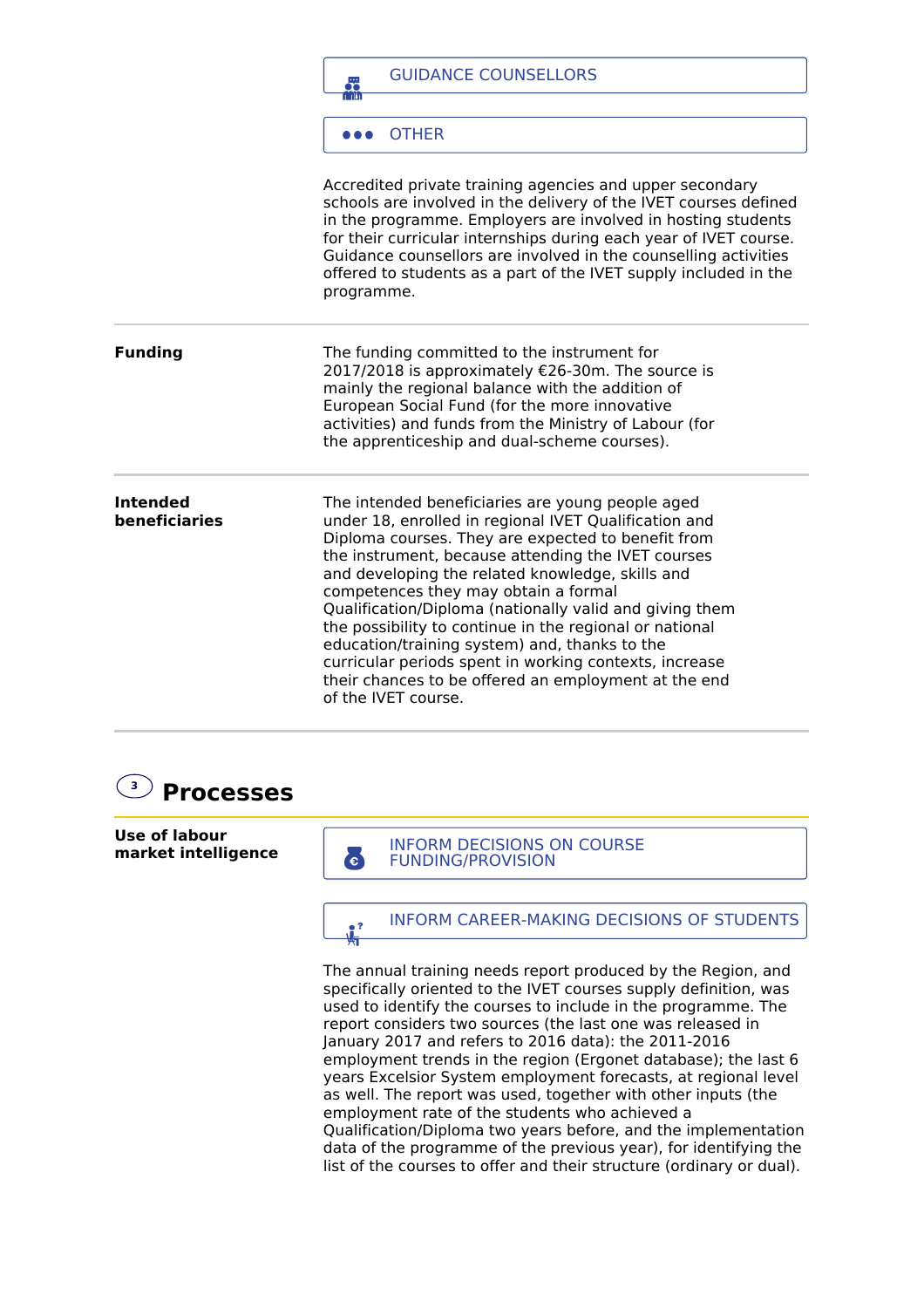GUIDANCE COUNSELLORS

OTHER

Accredited private training agencies and upper secondary schools are involved in the delivery of the IVET courses defined in the programme. Employers are involved in hosting students for their curricular internships during each year of IVET course. Guidance counsellors are involved in the counselling activities offered to students as a part of the IVET supply included in the programme.

**Funding**

The funding committed to the instrument for 2017/2018 is approximately €26-30m. The source is mainly the regional balance with the addition of European Social Fund (for the more innovative activities) and funds from the Ministry of Labour (for the apprenticeship and dual-scheme courses).

**Intended beneficiaries**

The intended beneficiaries are young people aged under 18, enrolled in regional IVET Qualification and Diploma courses. They are expected to benefit from the instrument, because attending the IVET courses and developing the related knowledge, skills and competences they may obtain a formal Qualification/Diploma (nationally valid and giving them the possibility to continue in the regional or national education/training system) and, thanks to the curricular periods spent in working contexts, increase their chances to be offered an employment at the end of the IVET course.

## 3 Processes

**Use of labour market intelligence**

INFORM DECISIONS ON COURSE FUNDING/PROVISION

INFORM CAREER-MAKING DECISIONS OF STUDENTS

The annual training needs report produced by the Region, and specifically oriented to the IVET courses supply definition, was used to identify the courses to include in the programme. The report considers two sources (the last one was released in January 2017 and refers to 2016 data): the 2011-2016 employment trends in the region (Ergonet database); the last 6 years Excelsior System employment forecasts, at regional level as well. The report was used, together with other inputs (the employment rate of the students who achieved a Qualification/Diploma two years before, and the implementation data of the programme of the previous year), for identifying the list of the courses to offer and their structure (ordinary or dual).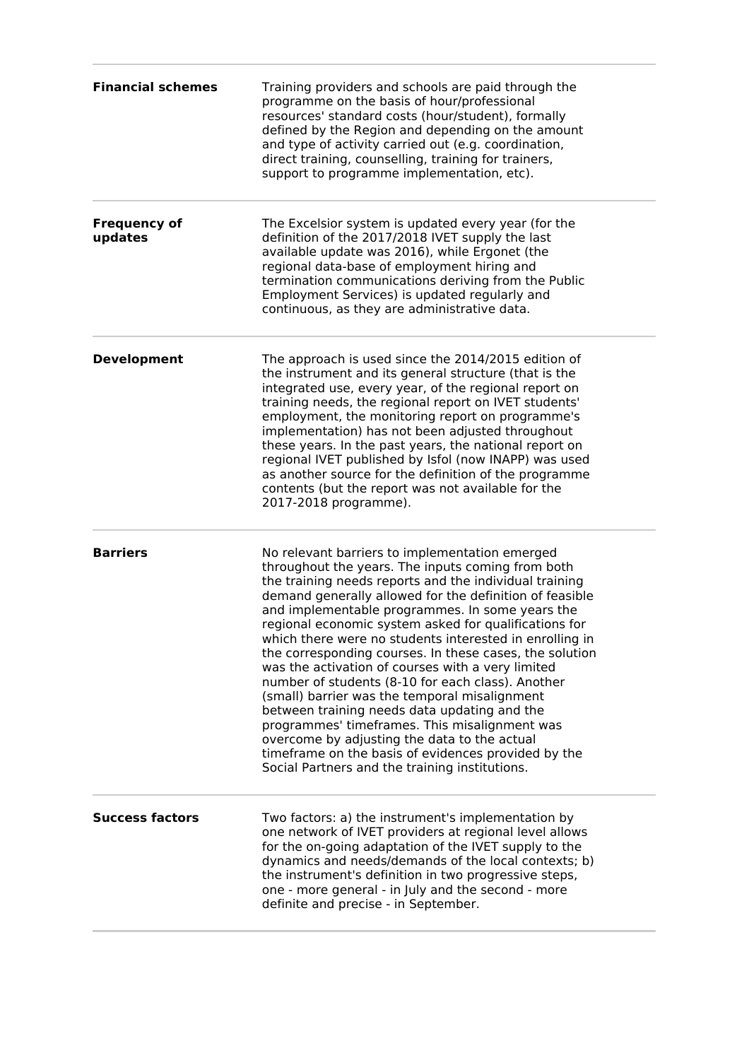| | |
|---|---|
| **Financial schemes** | Training providers and schools are paid through the programme on the basis of hour/professional resources' standard costs (hour/student), formally defined by the Region and depending on the amount and type of activity carried out (e.g. coordination, direct training, counselling, training for trainers, support to programme implementation, etc). |
| **Frequency of updates** | The Excelsior system is updated every year (for the definition of the 2017/2018 IVET supply the last available update was 2016), while Ergonet (the regional data-base of employment hiring and termination communications deriving from the Public Employment Services) is updated regularly and continuous, as they are administrative data. |
| **Development** | The approach is used since the 2014/2015 edition of the instrument and its general structure (that is the integrated use, every year, of the regional report on training needs, the regional report on IVET students' employment, the monitoring report on programme's implementation) has not been adjusted throughout these years. In the past years, the national report on regional IVET published by Isfol (now INAPP) was used as another source for the definition of the programme contents (but the report was not available for the 2017-2018 programme). |
| **Barriers** | No relevant barriers to implementation emerged throughout the years. The inputs coming from both the training needs reports and the individual training demand generally allowed for the definition of feasible and implementable programmes. In some years the regional economic system asked for qualifications for which there were no students interested in enrolling in the corresponding courses. In these cases, the solution was the activation of courses with a very limited number of students (8-10 for each class). Another (small) barrier was the temporal misalignment between training needs data updating and the programmes' timeframes. This misalignment was overcome by adjusting the data to the actual timeframe on the basis of evidences provided by the Social Partners and the training institutions. |
| **Success factors** | Two factors: a) the instrument's implementation by one network of IVET providers at regional level allows for the on-going adaptation of the IVET supply to the dynamics and needs/demands of the local contexts; b) the instrument's definition in two progressive steps, one - more general - in July and the second - more definite and precise - in September. |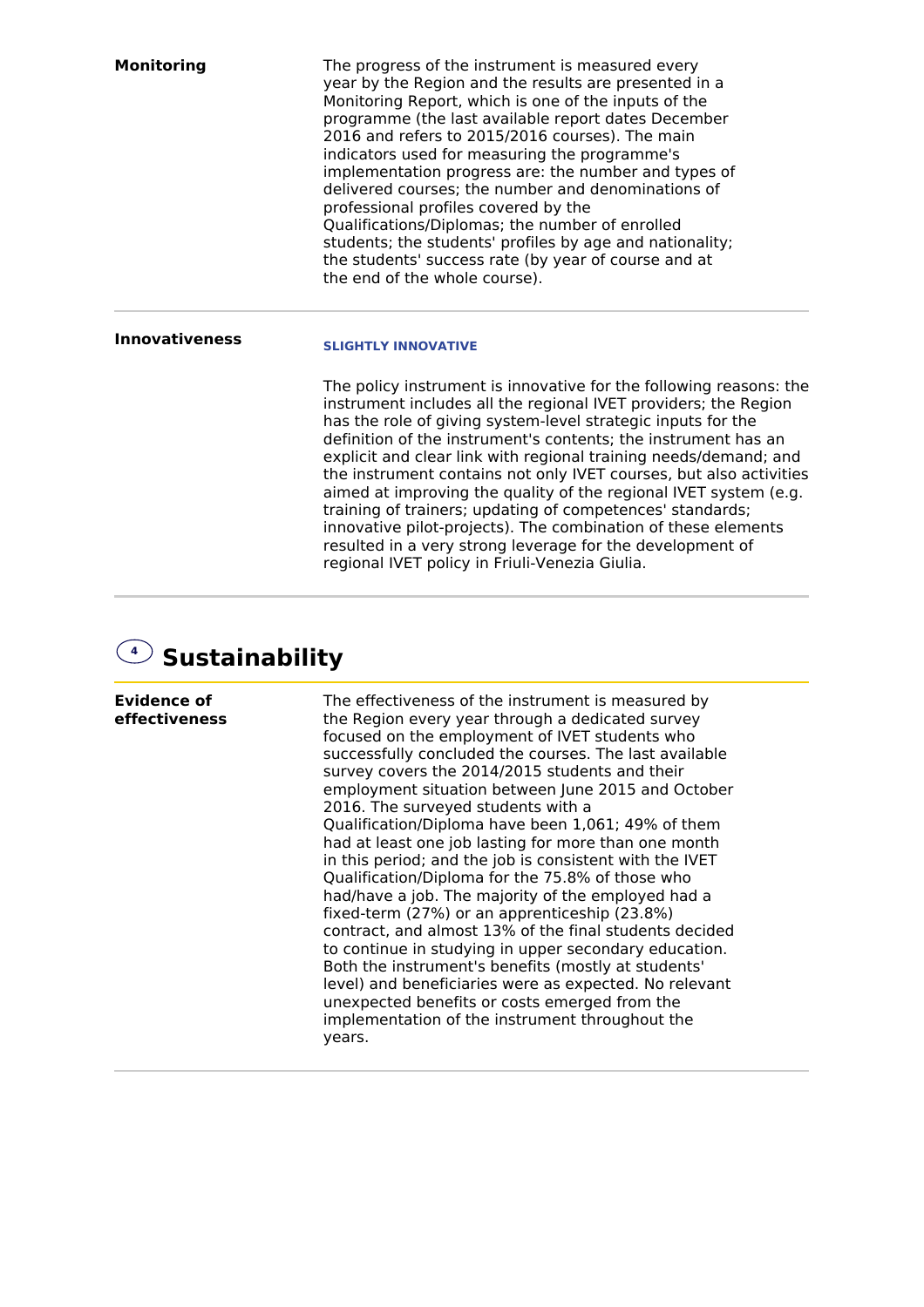**Monitoring**

The progress of the instrument is measured every year by the Region and the results are presented in a Monitoring Report, which is one of the inputs of the programme (the last available report dates December 2016 and refers to 2015/2016 courses). The main indicators used for measuring the programme's implementation progress are: the number and types of delivered courses; the number and denominations of professional profiles covered by the Qualifications/Diplomas; the number of enrolled students; the students' profiles by age and nationality; the students' success rate (by year of course and at the end of the whole course).

---

**Innovativeness**

**SLIGHTLY INNOVATIVE**

The policy instrument is innovative for the following reasons: the instrument includes all the regional IVET providers; the Region has the role of giving system-level strategic inputs for the definition of the instrument's contents; the instrument has an explicit and clear link with regional training needs/demand; and the instrument contains not only IVET courses, but also activities aimed at improving the quality of the regional IVET system (e.g. training of trainers; updating of competences' standards; innovative pilot-projects). The combination of these elements resulted in a very strong leverage for the development of regional IVET policy in Friuli-Venezia Giulia.

---

## 4 Sustainability

**Evidence of effectiveness**

The effectiveness of the instrument is measured by the Region every year through a dedicated survey focused on the employment of IVET students who successfully concluded the courses. The last available survey covers the 2014/2015 students and their employment situation between June 2015 and October 2016. The surveyed students with a Qualification/Diploma have been 1,061; 49% of them had at least one job lasting for more than one month in this period; and the job is consistent with the IVET Qualification/Diploma for the 75.8% of those who had/have a job. The majority of the employed had a fixed-term (27%) or an apprenticeship (23.8%) contract, and almost 13% of the final students decided to continue in studying in upper secondary education. Both the instrument's benefits (mostly at students' level) and beneficiaries were as expected. No relevant unexpected benefits or costs emerged from the implementation of the instrument throughout the years.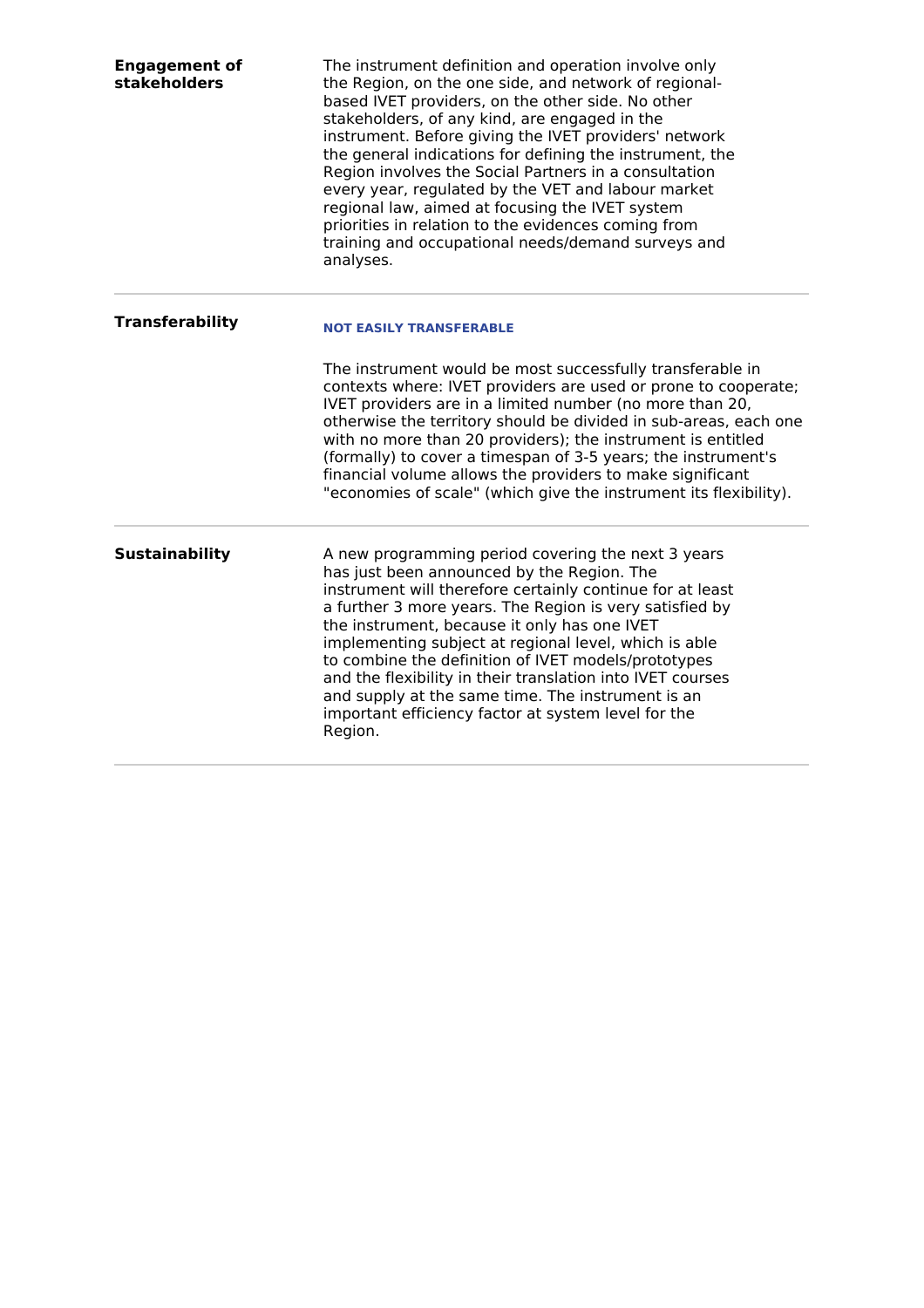| | |
|---|---|
| **Engagement of stakeholders** | The instrument definition and operation involve only the Region, on the one side, and network of regional-based IVET providers, on the other side. No other stakeholders, of any kind, are engaged in the instrument. Before giving the IVET providers' network the general indications for defining the instrument, the Region involves the Social Partners in a consultation every year, regulated by the VET and labour market regional law, aimed at focusing the IVET system priorities in relation to the evidences coming from training and occupational needs/demand surveys and analyses. |
| **Transferability** | **NOT EASILY TRANSFERABLE**<br><br>The instrument would be most successfully transferable in contexts where: IVET providers are used or prone to cooperate; IVET providers are in a limited number (no more than 20, otherwise the territory should be divided in sub-areas, each one with no more than 20 providers); the instrument is entitled (formally) to cover a timespan of 3-5 years; the instrument's financial volume allows the providers to make significant "economies of scale" (which give the instrument its flexibility). |
| **Sustainability** | A new programming period covering the next 3 years has just been announced by the Region. The instrument will therefore certainly continue for at least a further 3 more years. The Region is very satisfied by the instrument, because it only has one IVET implementing subject at regional level, which is able to combine the definition of IVET models/prototypes and the flexibility in their translation into IVET courses and supply at the same time. The instrument is an important efficiency factor at system level for the Region. |